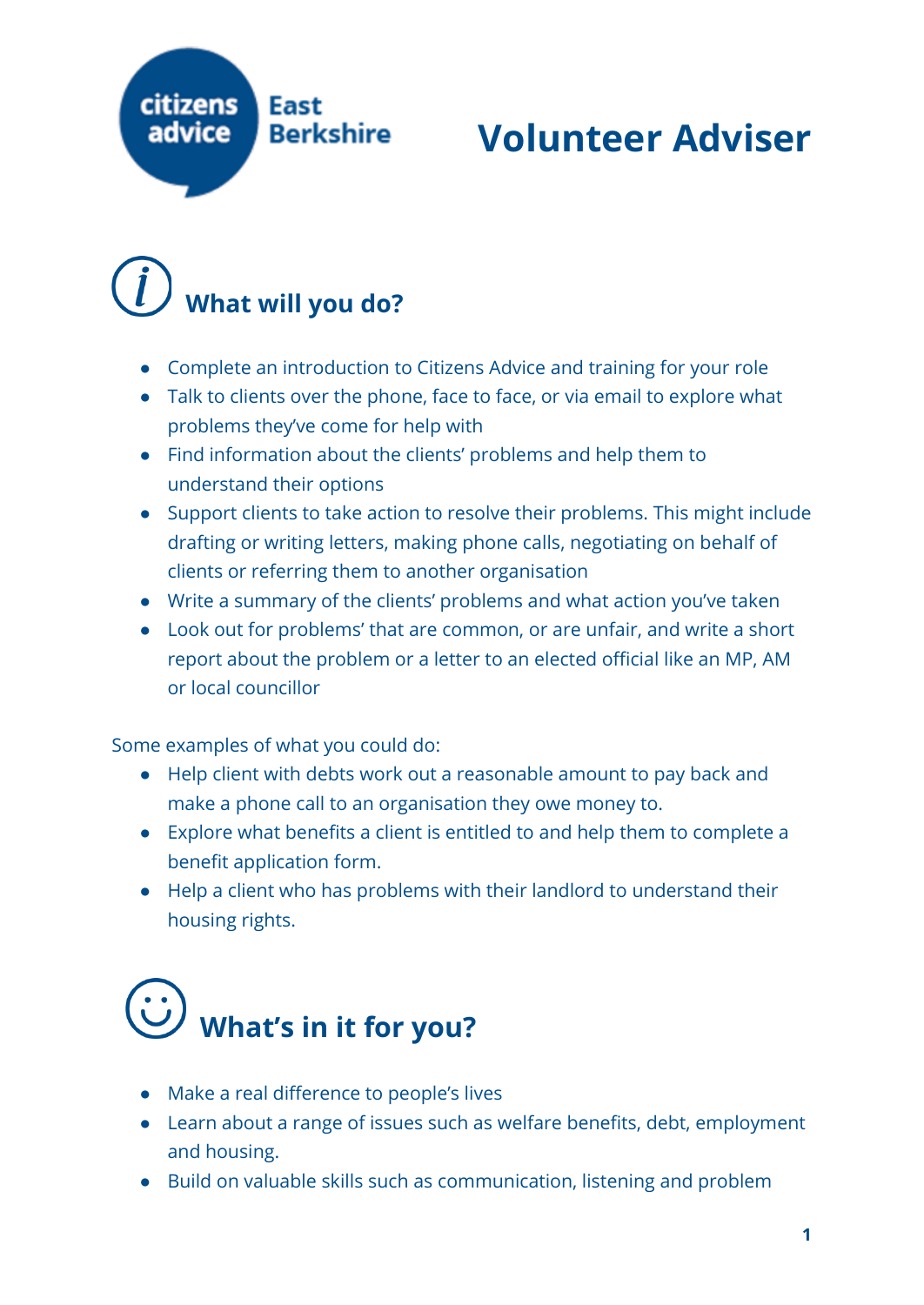citizens advice East Berkshire

# Volunteer Adviser

## What will you do?

- Complete an introduction to Citizens Advice and training for your role
- Talk to clients over the phone, face to face, or via email to explore what problems they've come for help with
- Find information about the clients' problems and help them to understand their options
- Support clients to take action to resolve their problems. This might include drafting or writing letters, making phone calls, negotiating on behalf of clients or referring them to another organisation
- Write a summary of the clients' problems and what action you've taken
- Look out for problems' that are common, or are unfair, and write a short report about the problem or a letter to an elected official like an MP, AM or local councillor

Some examples of what you could do:

- Help client with debts work out a reasonable amount to pay back and make a phone call to an organisation they owe money to.
- Explore what benefits a client is entitled to and help them to complete a benefit application form.
- Help a client who has problems with their landlord to understand their housing rights.

## What's in it for you?

- Make a real difference to people's lives
- Learn about a range of issues such as welfare benefits, debt, employment and housing.
- Build on valuable skills such as communication, listening and problem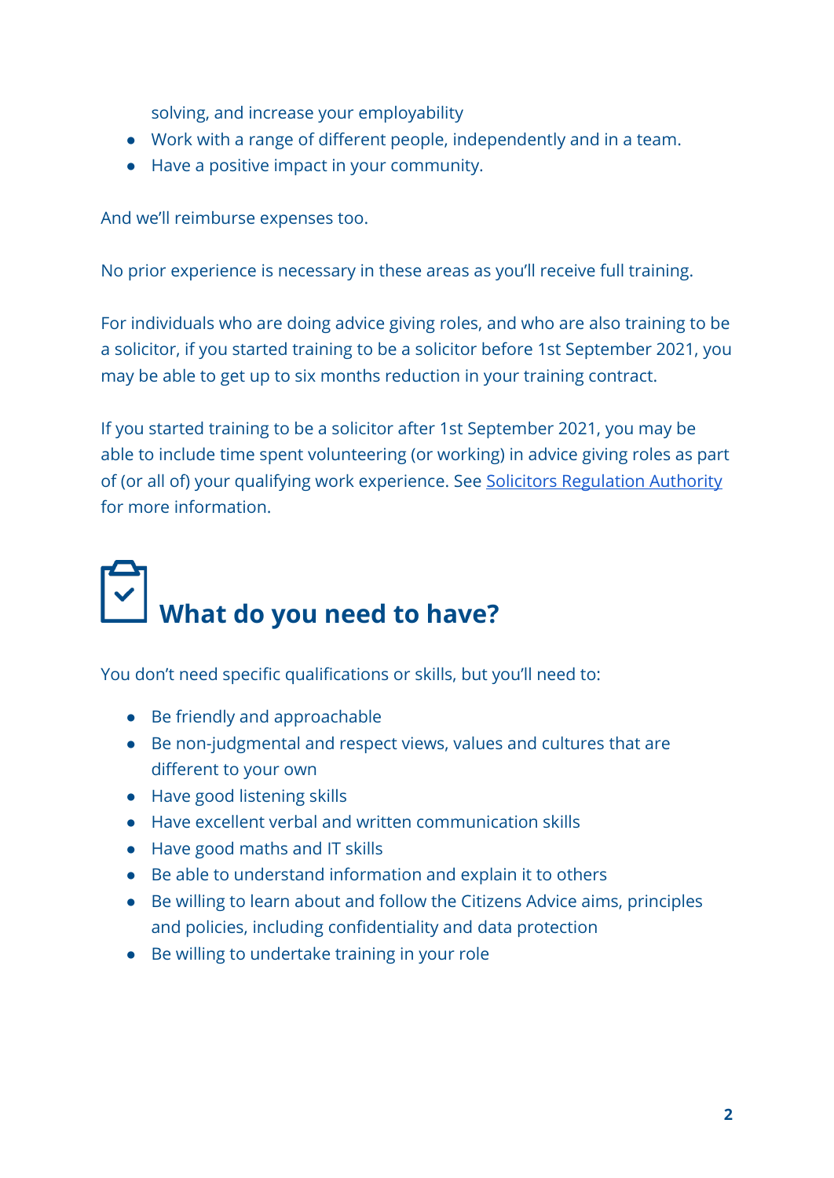solving, and increase your employability
- Work with a range of different people, independently and in a team.
- Have a positive impact in your community.

And we'll reimburse expenses too.

No prior experience is necessary in these areas as you'll receive full training.

For individuals who are doing advice giving roles, and who are also training to be a solicitor, if you started training to be a solicitor before 1st September 2021, you may be able to get up to six months reduction in your training contract.

If you started training to be a solicitor after 1st September 2021, you may be able to include time spent volunteering (or working) in advice giving roles as part of (or all of) your qualifying work experience. See Solicitors Regulation Authority for more information.

## What do you need to have?

You don't need specific qualifications or skills, but you'll need to:

- Be friendly and approachable
- Be non-judgmental and respect views, values and cultures that are different to your own
- Have good listening skills
- Have excellent verbal and written communication skills
- Have good maths and IT skills
- Be able to understand information and explain it to others
- Be willing to learn about and follow the Citizens Advice aims, principles and policies, including confidentiality and data protection
- Be willing to undertake training in your role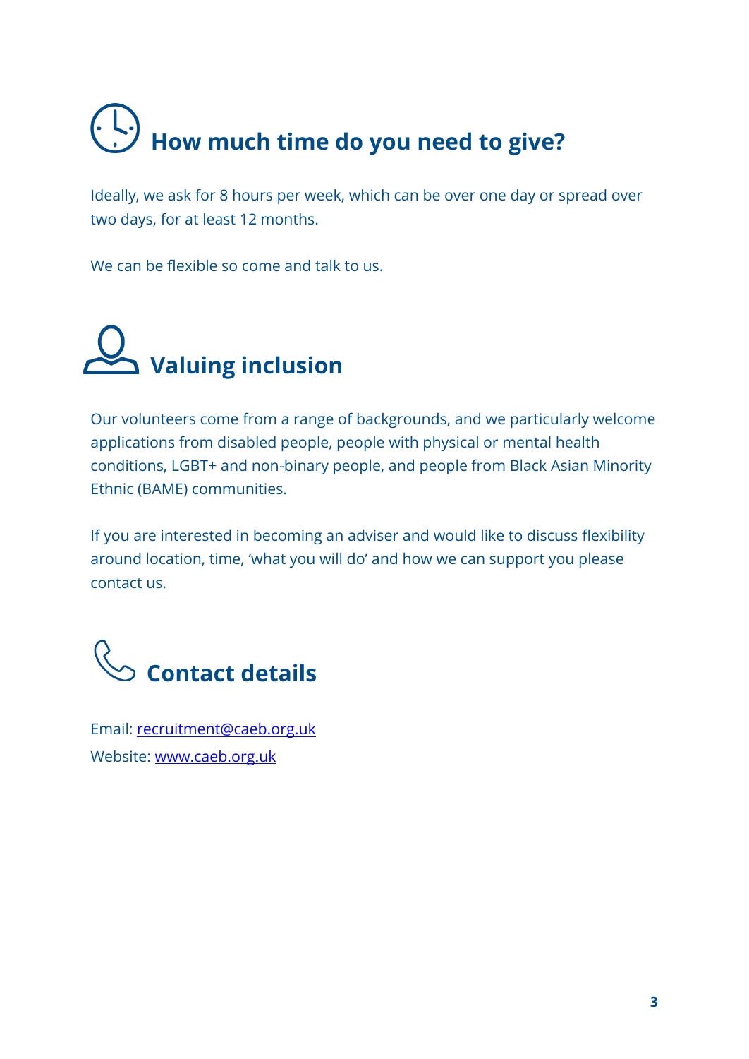## How much time do you need to give?

Ideally, we ask for 8 hours per week, which can be over one day or spread over two days, for at least 12 months.

We can be flexible so come and talk to us.

## Valuing inclusion

Our volunteers come from a range of backgrounds, and we particularly welcome applications from disabled people, people with physical or mental health conditions, LGBT+ and non-binary people, and people from Black Asian Minority Ethnic (BAME) communities.

If you are interested in becoming an adviser and would like to discuss flexibility around location, time, 'what you will do' and how we can support you please contact us.

## Contact details

Email: [recruitment@caeb.org.uk](mailto:recruitment@caeb.org.uk)
Website: [www.caeb.org.uk](http://www.caeb.org.uk)